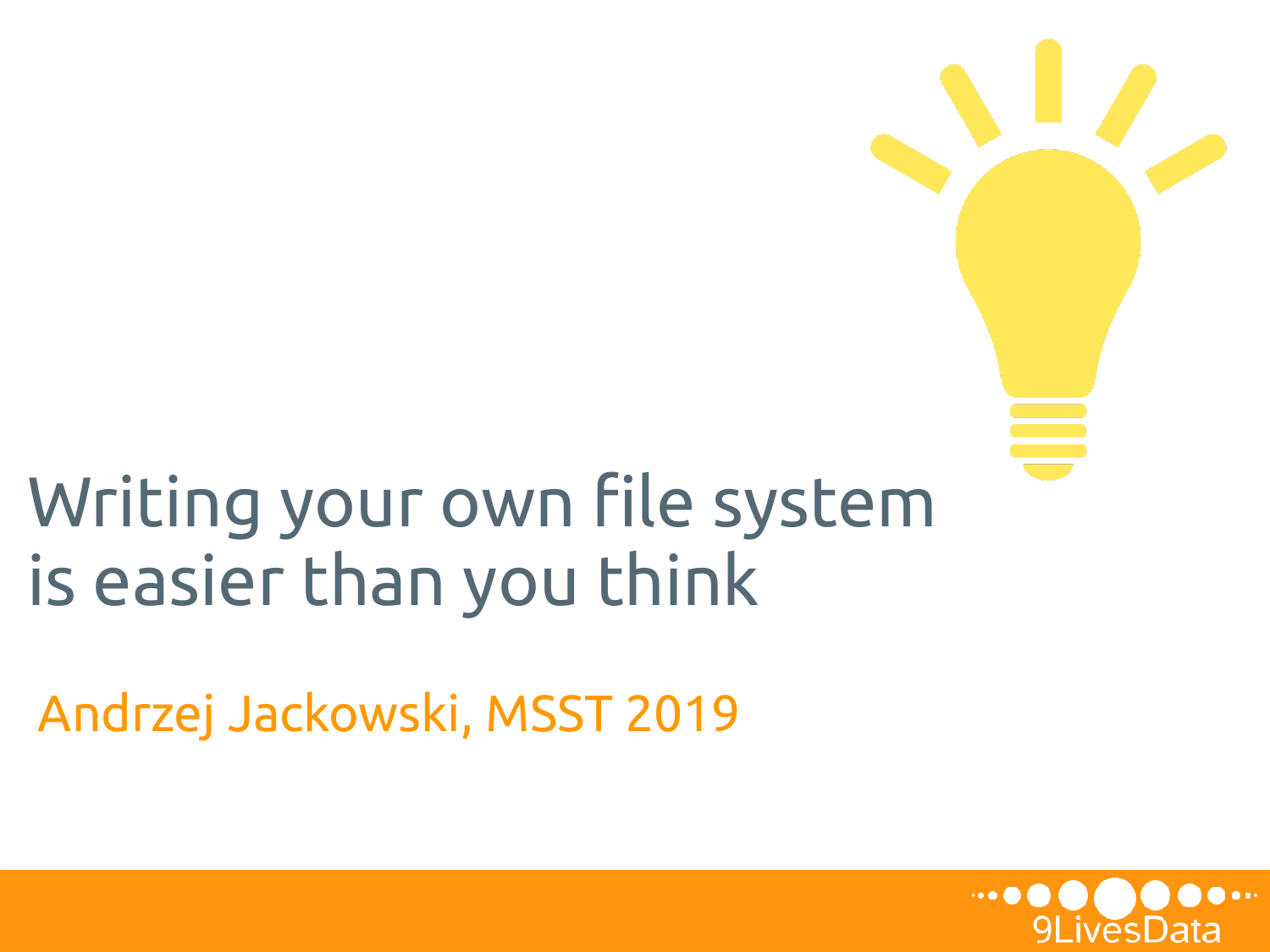# Writing your own file system is easier than you think

Andrzej Jackowski, MSST 2019

9LivesData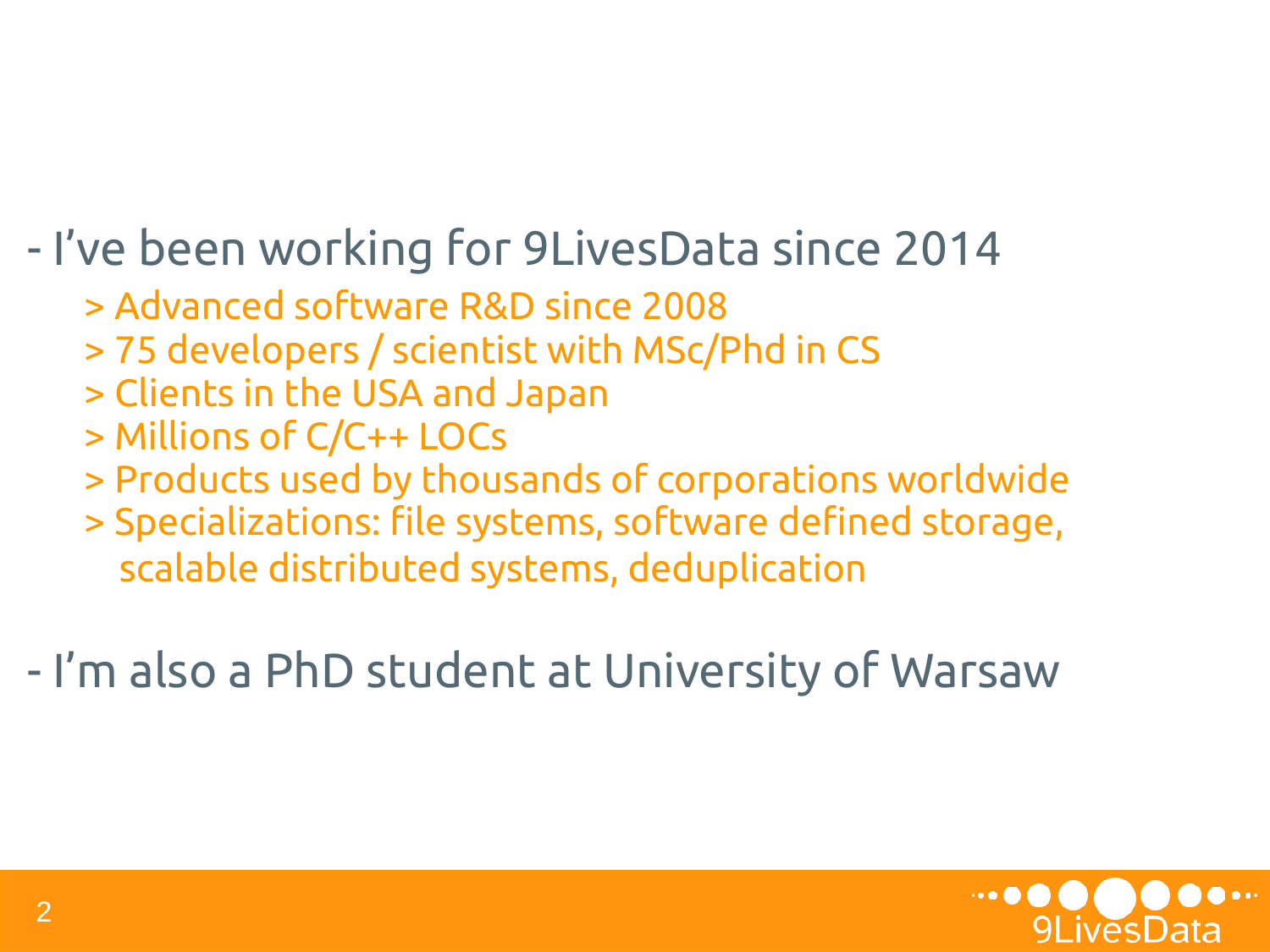- I've been working for 9LivesData since 2014
  - > Advanced software R&D since 2008
  - > 75 developers / scientist with MSc/Phd in CS
  - > Clients in the USA and Japan
  - > Millions of C/C++ LOCs
  - > Products used by thousands of corporations worldwide
  - > Specializations: file systems, software defined storage, scalable distributed systems, deduplication

- I'm also a PhD student at University of Warsaw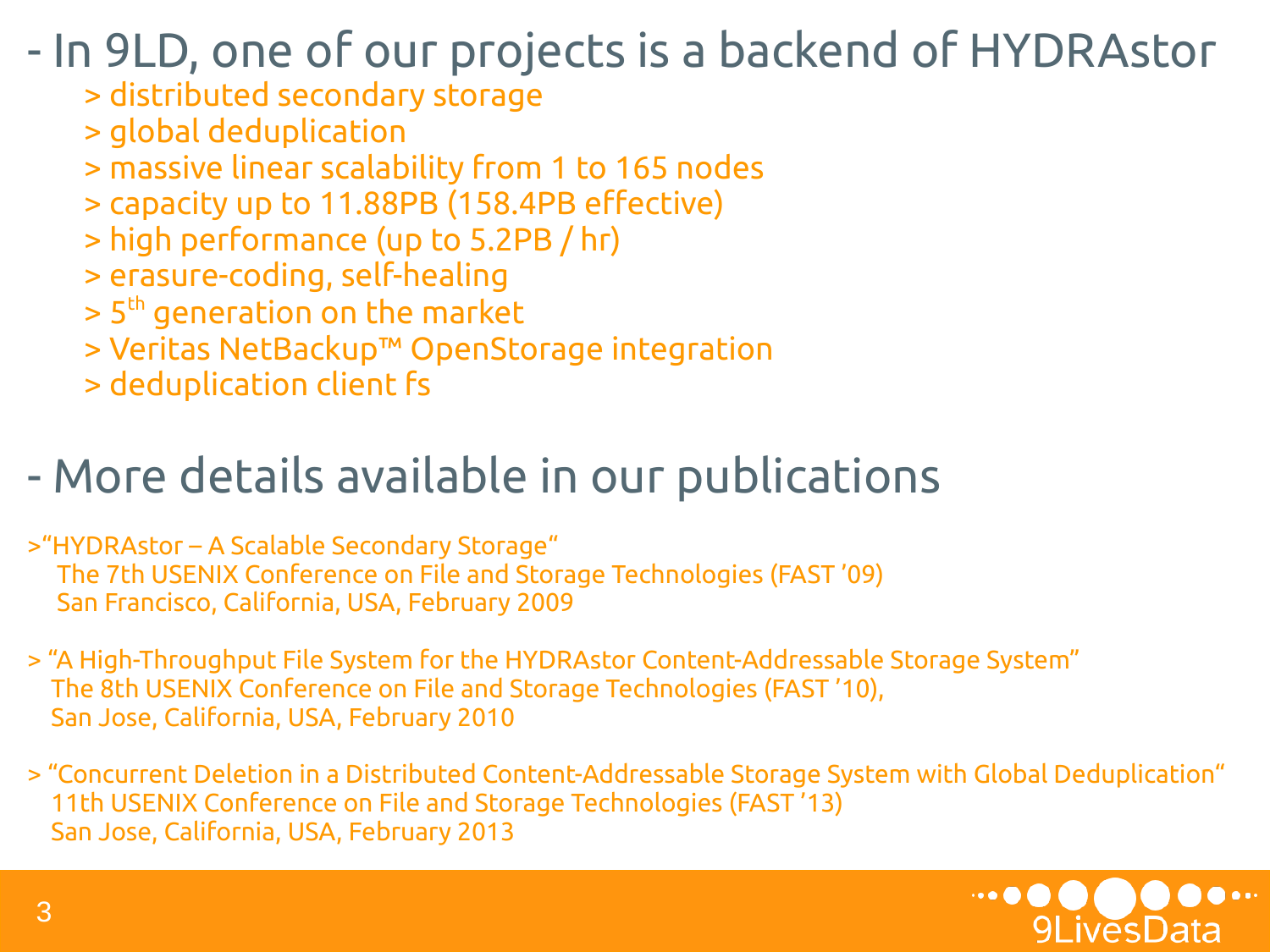- In 9LD, one of our projects is a backend of HYDRAstor
  - > distributed secondary storage
  - > global deduplication
  - > massive linear scalability from 1 to 165 nodes
  - > capacity up to 11.88PB (158.4PB effective)
  - > high performance (up to 5.2PB / hr)
  - > erasure-coding, self-healing
  - > $5^{th}$ generation on the market
  - > Veritas NetBackup™ OpenStorage integration
  - > deduplication client fs

- More details available in our publications

>"HYDRAstor – A Scalable Secondary Storage"
The 7th USENIX Conference on File and Storage Technologies (FAST '09)
San Francisco, California, USA, February 2009

> "A High-Throughput File System for the HYDRAstor Content-Addressable Storage System"
The 8th USENIX Conference on File and Storage Technologies (FAST '10),
San Jose, California, USA, February 2010

> "Concurrent Deletion in a Distributed Content-Addressable Storage System with Global Deduplication"
11th USENIX Conference on File and Storage Technologies (FAST '13)
San Jose, California, USA, February 2013

9LivesData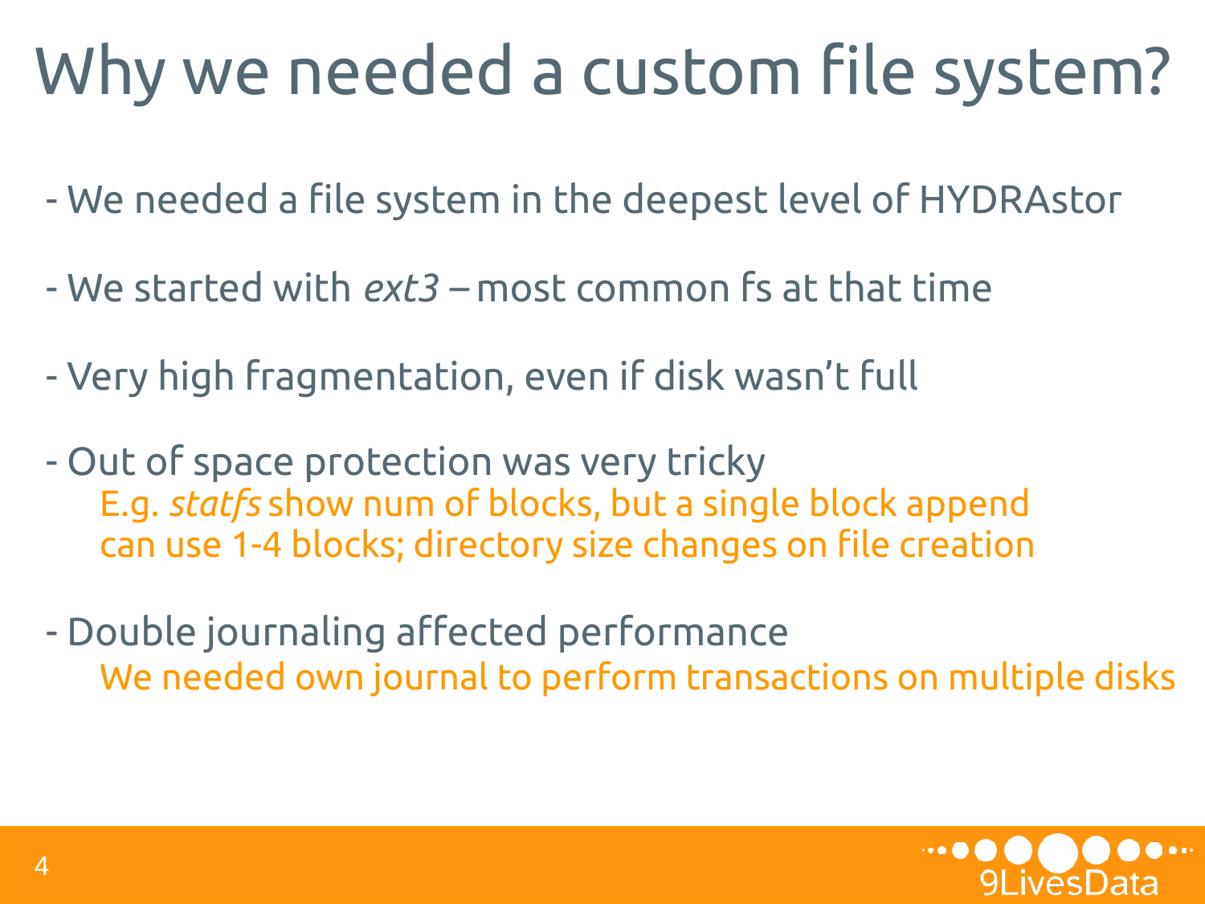# Why we needed a custom file system?

- We needed a file system in the deepest level of HYDRAstor
- We started with *ext3* – most common fs at that time
- Very high fragmentation, even if disk wasn't full
- Out of space protection was very tricky
  E.g. *statfs* show num of blocks, but a single block append can use 1-4 blocks; directory size changes on file creation
- Double journaling affected performance
  We needed own journal to perform transactions on multiple disks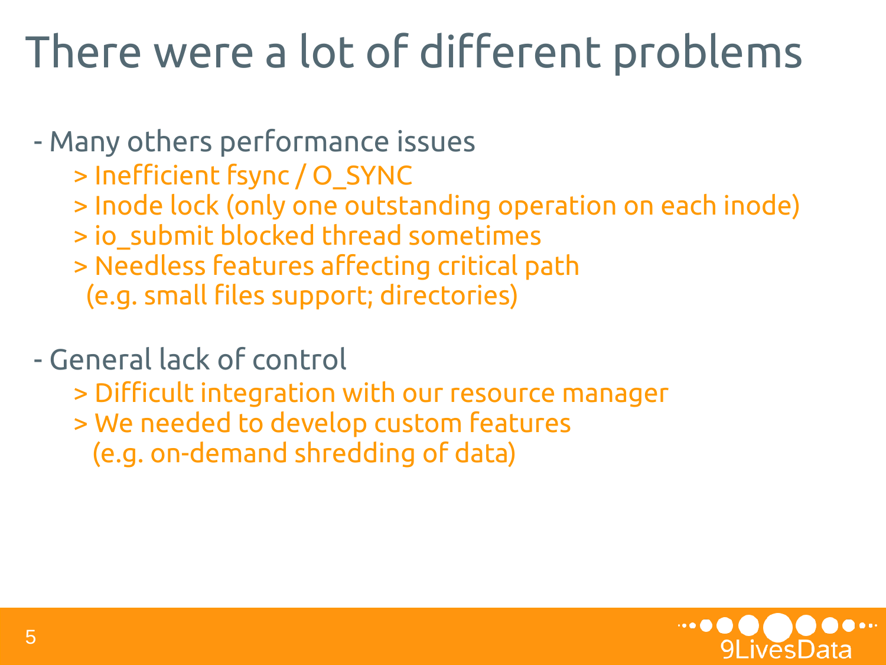# There were a lot of different problems

- Many others performance issues
  - > Inefficient fsync / O_SYNC
  - > Inode lock (only one outstanding operation on each inode)
  - > io_submit blocked thread sometimes
  - > Needless features affecting critical path
    (e.g. small files support; directories)

- General lack of control
  - > Difficult integration with our resource manager
  - > We needed to develop custom features
    (e.g. on-demand shredding of data)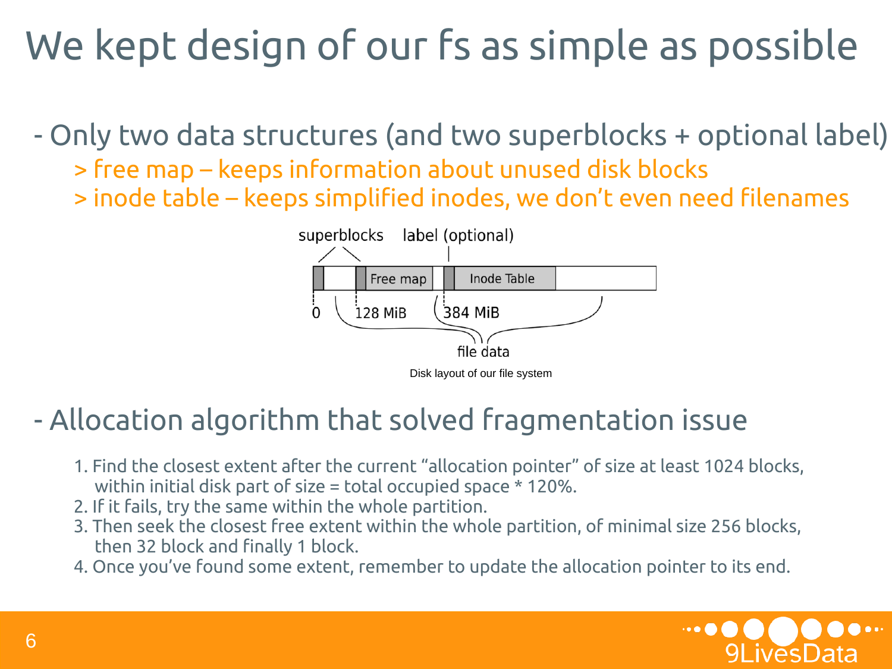# We kept design of our fs as simple as possible

- Only two data structures (and two superblocks + optional label)
  - > free map – keeps information about unused disk blocks
  - > inode table – keeps simplified inodes, we don't even need filenames

superblocks label (optional)

Free map Inode Table

0 128 MiB 384 MiB

file data

Disk layout of our file system

- Allocation algorithm that solved fragmentation issue

1. Find the closest extent after the current "allocation pointer" of size at least 1024 blocks, within initial disk part of size = total occupied space * 120%.
2. If it fails, try the same within the whole partition.
3. Then seek the closest free extent within the whole partition, of minimal size 256 blocks, then 32 block and finally 1 block.
4. Once you've found some extent, remember to update the allocation pointer to its end.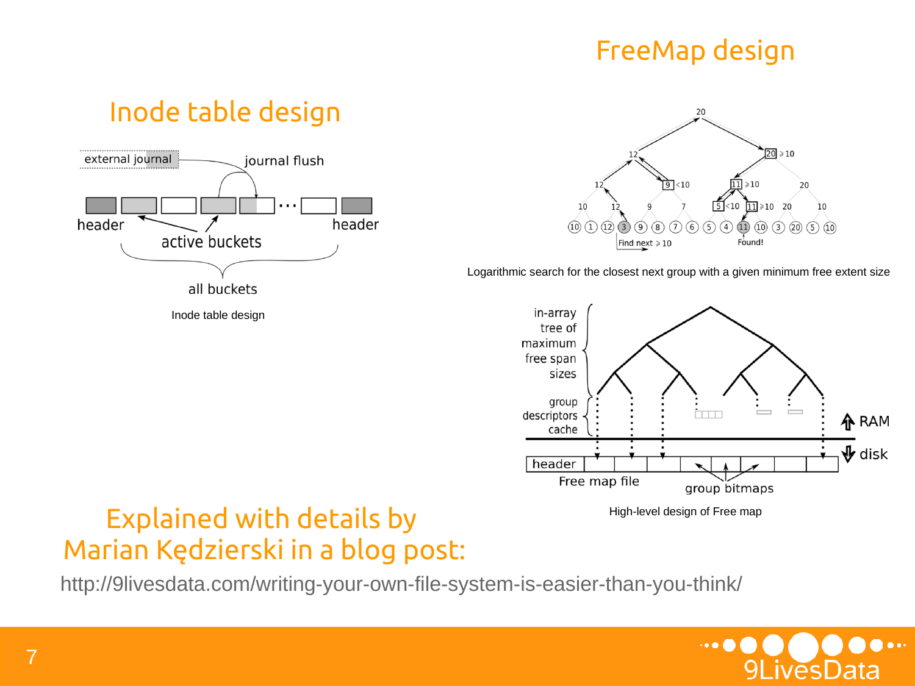## Inode table design

external journal

journal flush

header

active buckets

header

all buckets

Inode table design

## FreeMap design

Logarithmic search for the closest next group with a given minimum free extent size

in-array tree of maximum free span sizes

group descriptors cache

RAM

disk

header

Free map file

group bitmaps

High-level design of Free map

## Explained with details by Marian Kędzierski in a blog post:

http://9livesdata.com/writing-your-own-file-system-is-easier-than-you-think/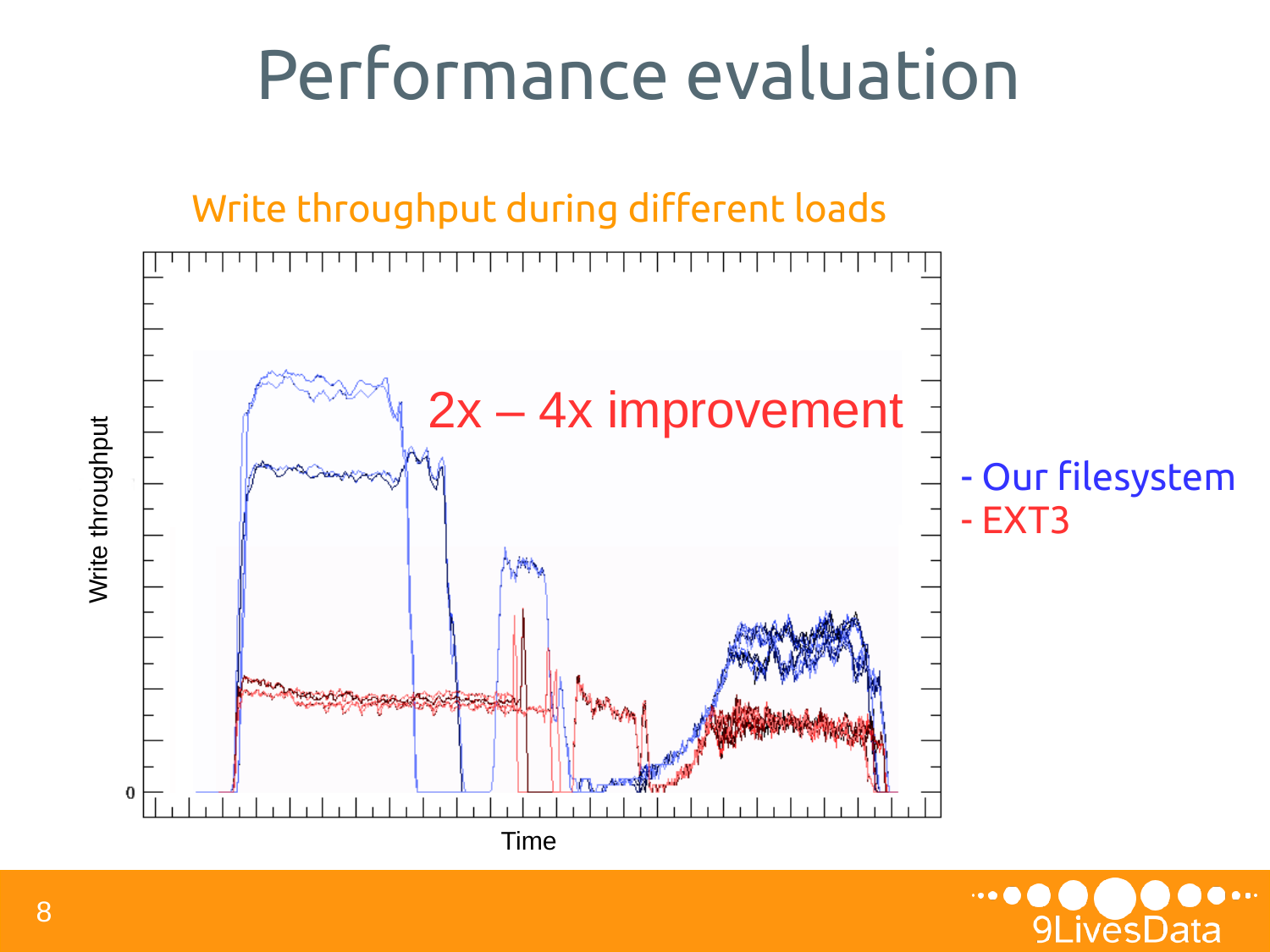# Performance evaluation

Write throughput during different loads

2x – 4x improvement

Write throughput

0

Time

- Our filesystem
- EXT3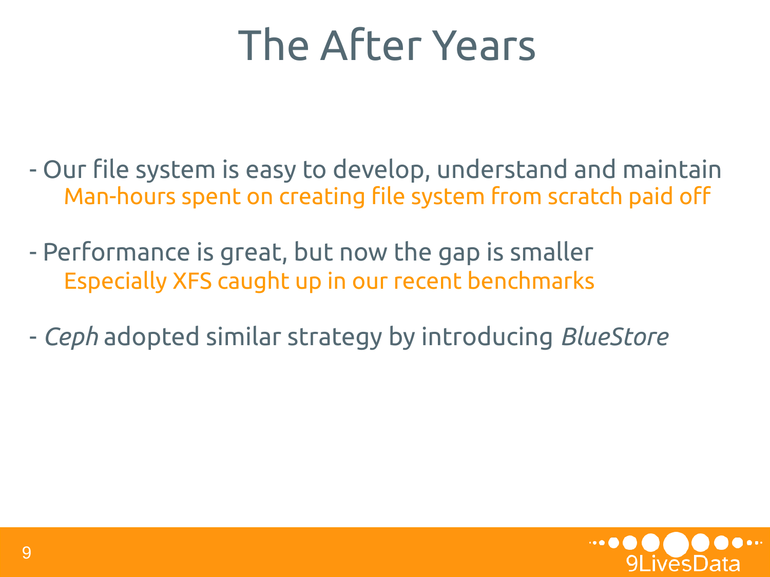# The After Years

- Our file system is easy to develop, understand and maintain
  - Man-hours spent on creating file system from scratch paid off

- Performance is great, but now the gap is smaller
  - Especially XFS caught up in our recent benchmarks

- *Ceph* adopted similar strategy by introducing *BlueStore*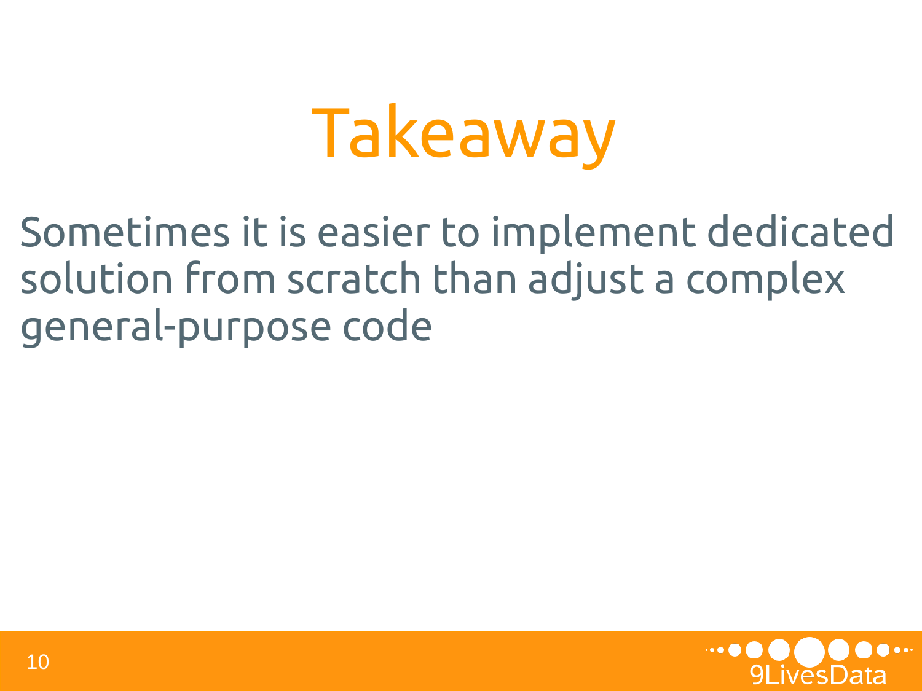# Takeaway

Sometimes it is easier to implement dedicated solution from scratch than adjust a complex general-purpose code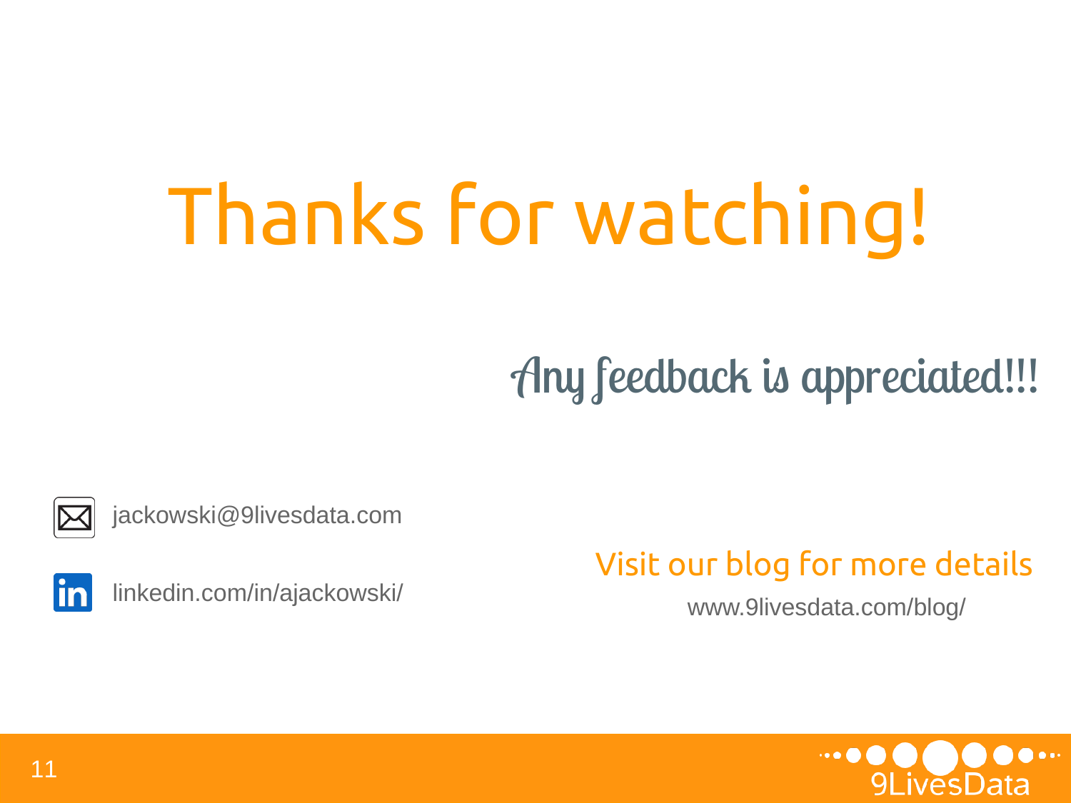# Thanks for watching!

*Any feedback is appreciated!!!*

jackowski@9livesdata.com

linkedin.com/in/ajackowski/

Visit our blog for more details

www.9livesdata.com/blog/

9LivesData